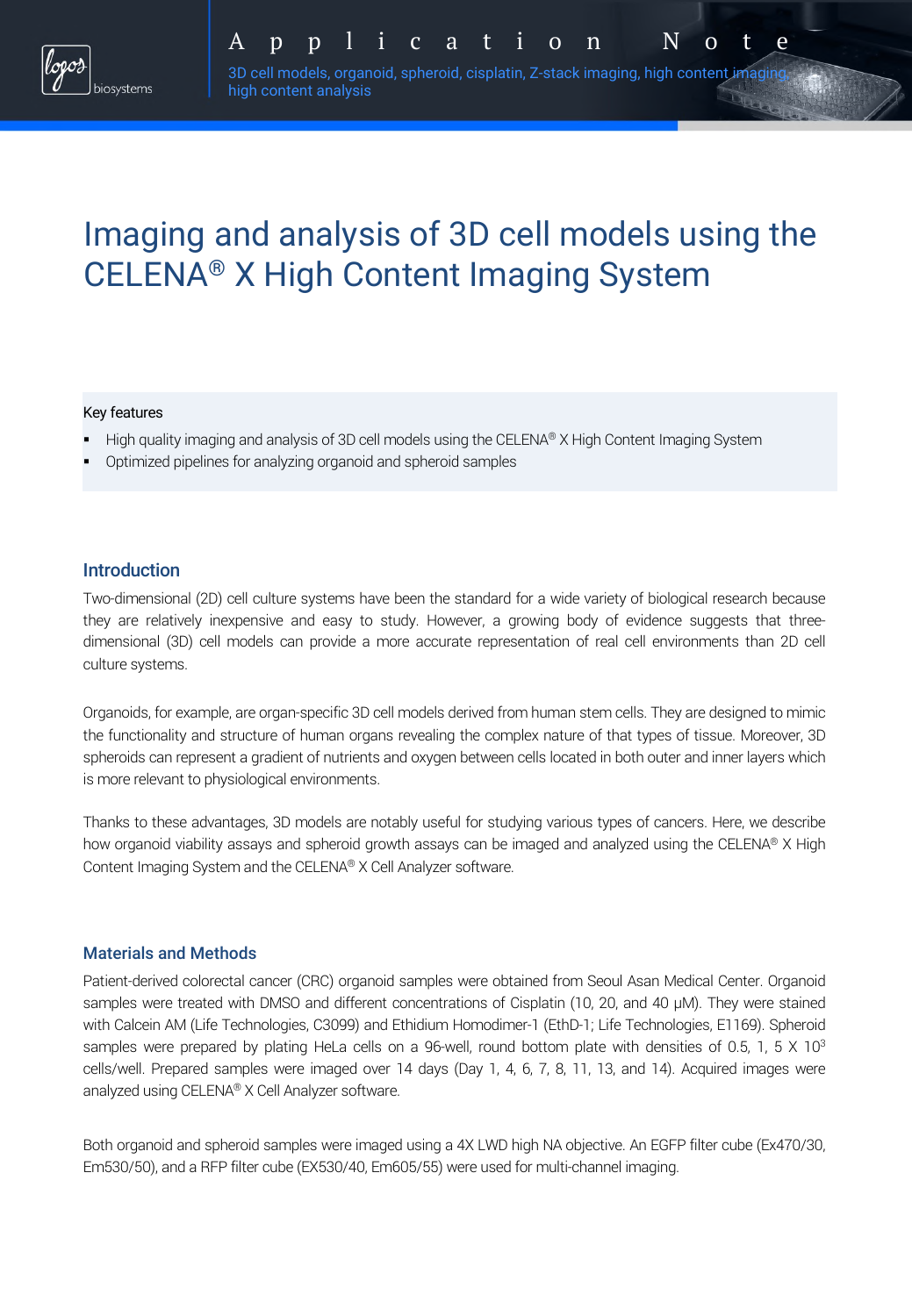Application Note

3D cell models, organoid, spheroid, cisplatin, Z-stack imaging, high content imaging, high content analysis

# Imaging and analysis of 3D cell models using the CELENA® X High Content Imaging System

Key features

- High quality imaging and analysis of 3D cell models using the CELENA® X High Content Imaging System
- Optimized pipelines for analyzing organoid and spheroid samples

## Introduction

Two-dimensional (2D) cell culture systems have been the standard for a wide variety of biological research because they are relatively inexpensive and easy to study. However, a growing body of evidence suggests that three-dimensional (3D) cell models can provide a more accurate representation of real cell environments than 2D cell culture systems.

Organoids, for example, are organ-specific 3D cell models derived from human stem cells. They are designed to mimic the functionality and structure of human organs revealing the complex nature of that types of tissue. Moreover, 3D spheroids can represent a gradient of nutrients and oxygen between cells located in both outer and inner layers which is more relevant to physiological environments.

Thanks to these advantages, 3D models are notably useful for studying various types of cancers. Here, we describe how organoid viability assays and spheroid growth assays can be imaged and analyzed using the CELENA® X High Content Imaging System and the CELENA® X Cell Analyzer software.

## Materials and Methods

Patient-derived colorectal cancer (CRC) organoid samples were obtained from Seoul Asan Medical Center. Organoid samples were treated with DMSO and different concentrations of Cisplatin (10, 20, and 40 μM). They were stained with Calcein AM (Life Technologies, C3099) and Ethidium Homodimer-1 (EthD-1; Life Technologies, E1169). Spheroid samples were prepared by plating HeLa cells on a 96-well, round bottom plate with densities of 0.5, 1, 5 X $10^3$ cells/well. Prepared samples were imaged over 14 days (Day 1, 4, 6, 7, 8, 11, 13, and 14). Acquired images were analyzed using CELENA® X Cell Analyzer software.

Both organoid and spheroid samples were imaged using a 4X LWD high NA objective. An EGFP filter cube (Ex470/30, Em530/50), and a RFP filter cube (EX530/40, Em605/55) were used for multi-channel imaging.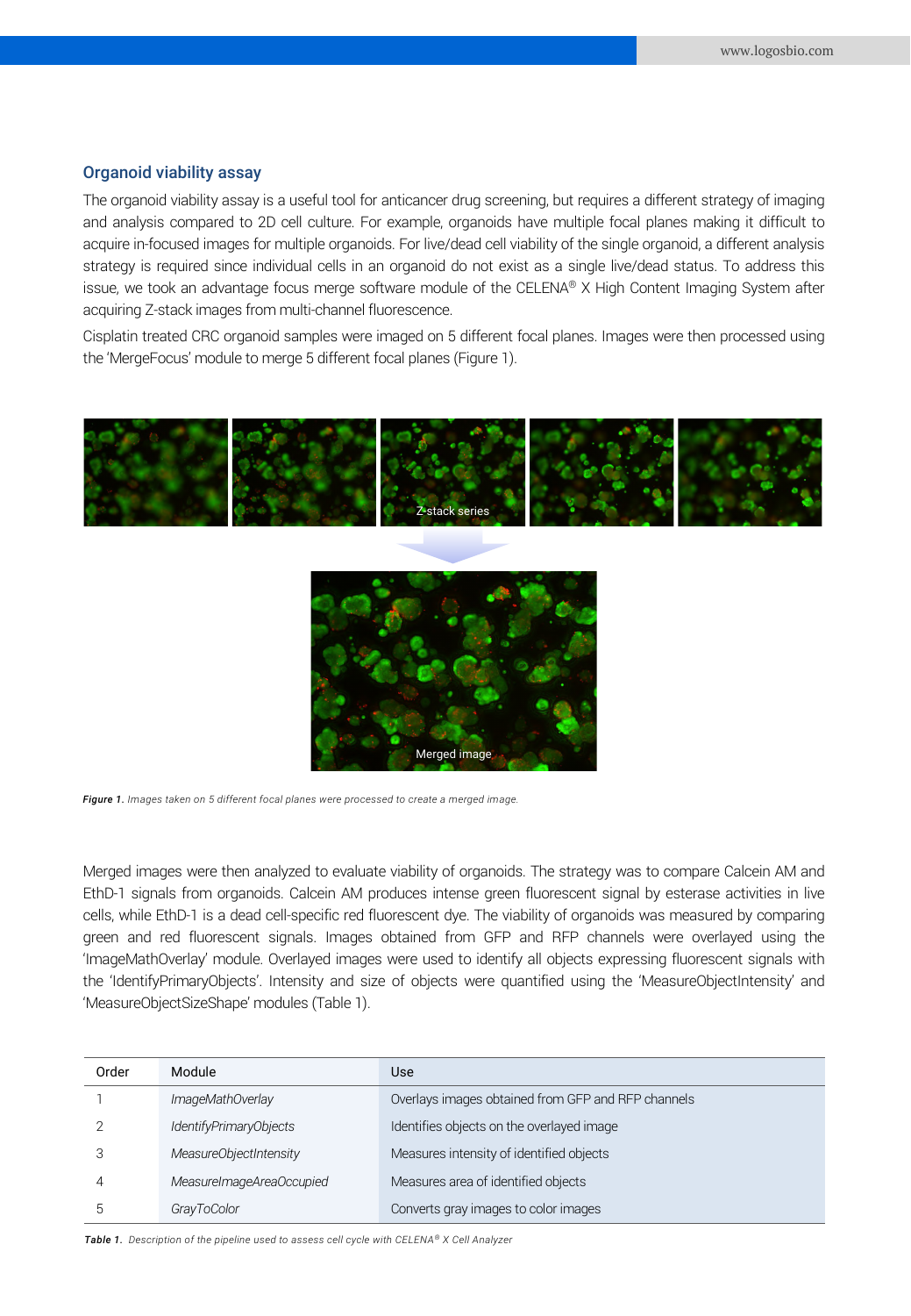## Organoid viability assay

The organoid viability assay is a useful tool for anticancer drug screening, but requires a different strategy of imaging and analysis compared to 2D cell culture. For example, organoids have multiple focal planes making it difficult to acquire in-focused images for multiple organoids. For live/dead cell viability of the single organoid, a different analysis strategy is required since individual cells in an organoid do not exist as a single live/dead status. To address this issue, we took an advantage focus merge software module of the CELENA® X High Content Imaging System after acquiring Z-stack images from multi-channel fluorescence.

Cisplatin treated CRC organoid samples were imaged on 5 different focal planes. Images were then processed using the 'MergeFocus' module to merge 5 different focal planes (Figure 1).

***Figure 1.*** *Images taken on 5 different focal planes were processed to create a merged image.*

Merged images were then analyzed to evaluate viability of organoids. The strategy was to compare Calcein AM and EthD-1 signals from organoids. Calcein AM produces intense green fluorescent signal by esterase activities in live cells, while EthD-1 is a dead cell-specific red fluorescent dye. The viability of organoids was measured by comparing green and red fluorescent signals. Images obtained from GFP and RFP channels were overlayed using the 'ImageMathOverlay' module. Overlayed images were used to identify all objects expressing fluorescent signals with the 'IdentifyPrimaryObjects'. Intensity and size of objects were quantified using the 'MeasureObjectIntensity' and 'MeasureObjectSizeShape' modules (Table 1).

| Order | Module | Use |
|---|---|---|
| 1 | *ImageMathOverlay* | Overlays images obtained from GFP and RFP channels |
| 2 | *IdentifyPrimaryObjects* | Identifies objects on the overlayed image |
| 3 | *MeasureObjectIntensity* | Measures intensity of identified objects |
| 4 | *MeasureImageAreaOccupied* | Measures area of identified objects |
| 5 | *GrayToColor* | Converts gray images to color images |

***Table 1.*** *Description of the pipeline used to assess cell cycle with CELENA® X Cell Analyzer*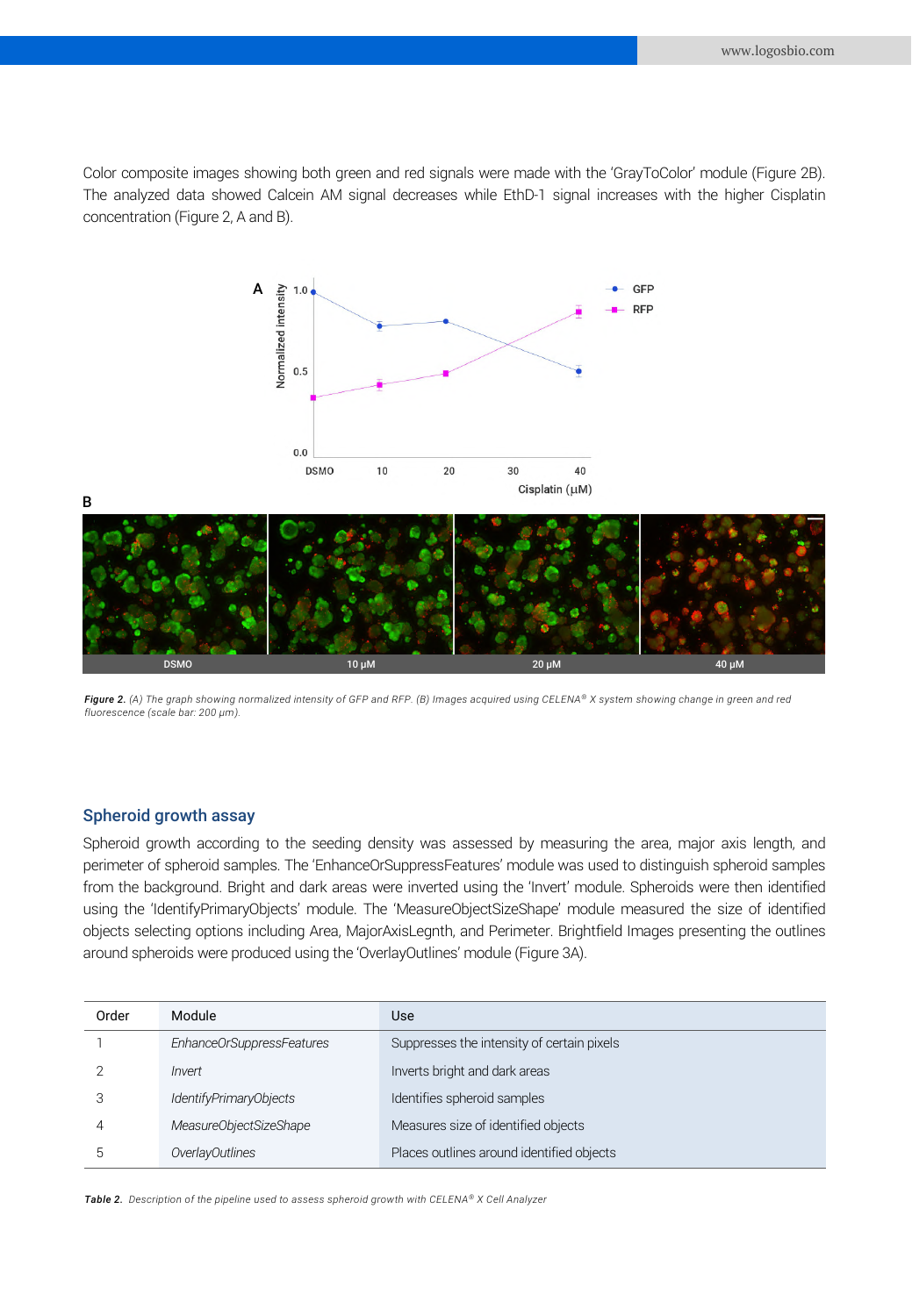Color composite images showing both green and red signals were made with the 'GrayToColor' module (Figure 2B). The analyzed data showed Calcein AM signal decreases while EthD-1 signal increases with the higher Cisplatin concentration (Figure 2, A and B).

***Figure 2.*** *(A) The graph showing normalized intensity of GFP and RFP. (B) Images acquired using CELENA® X system showing change in green and red fluorescence (scale bar: 200 μm).*

## Spheroid growth assay

Spheroid growth according to the seeding density was assessed by measuring the area, major axis length, and perimeter of spheroid samples. The 'EnhanceOrSuppressFeatures' module was used to distinguish spheroid samples from the background. Bright and dark areas were inverted using the 'Invert' module. Spheroids were then identified using the 'IdentifyPrimaryObjects' module. The 'MeasureObjectSizeShape' module measured the size of identified objects selecting options including Area, MajorAxisLegnth, and Perimeter. Brightfield Images presenting the outlines around spheroids were produced using the 'OverlayOutlines' module (Figure 3A).

| Order | Module | Use |
| --- | --- | --- |
| 1 | *EnhanceOrSuppressFeatures* | Suppresses the intensity of certain pixels |
| 2 | *Invert* | Inverts bright and dark areas |
| 3 | *IdentifyPrimaryObjects* | Identifies spheroid samples |
| 4 | *MeasureObjectSizeShape* | Measures size of identified objects |
| 5 | *OverlayOutlines* | Places outlines around identified objects |

***Table 2.*** *Description of the pipeline used to assess spheroid growth with CELENA® X Cell Analyzer*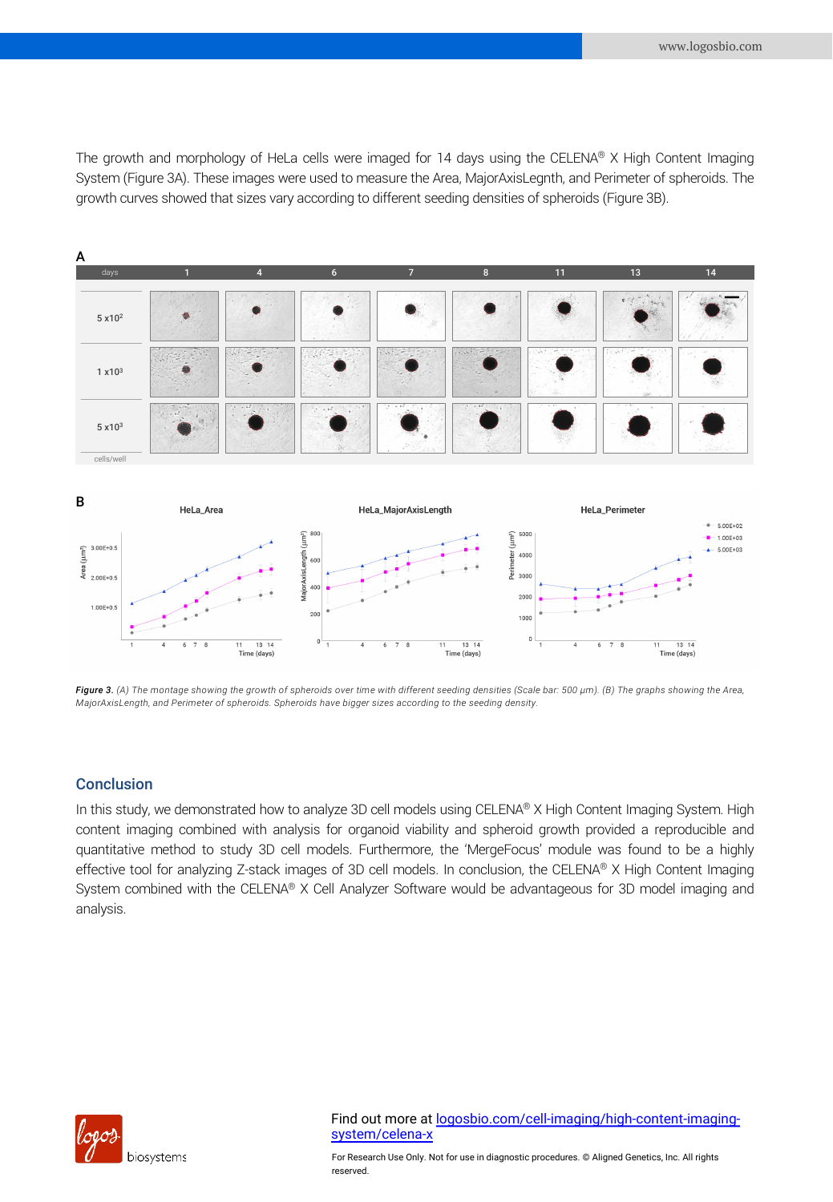The growth and morphology of HeLa cells were imaged for 14 days using the CELENA® X High Content Imaging System (Figure 3A). These images were used to measure the Area, MajorAxisLegnth, and Perimeter of spheroids. The growth curves showed that sizes vary according to different seeding densities of spheroids (Figure 3B).

A

days 1 4 6 7 8 11 13 14

5 x10²

1 x10³

5 x10³

cells/well

B

HeLa_Area

Area (μm²)

3.00E+0.5
2.00E+0.5
1.00E+0.5

1 4 6 7 8 11 13 14
Time (days)

HeLa_MajorAxisLength

MajorAxisLength (μm²)

800
600
400
200
0

1 4 6 7 8 11 13 14
Time (days)

HeLa_Perimeter

Perimeter (μm²)

5000
4000
3000
2000
1000
0

1 4 6 7 8 11 13 14
Time (days)

5.00E+02
1.00E+03
5.00E+03

***Figure 3.*** *(A) The montage showing the growth of spheroids over time with different seeding densities (Scale bar: 500 μm). (B) The graphs showing the Area, MajorAxisLength, and Perimeter of spheroids. Spheroids have bigger sizes according to the seeding density.*

## Conclusion

In this study, we demonstrated how to analyze 3D cell models using CELENA® X High Content Imaging System. High content imaging combined with analysis for organoid viability and spheroid growth provided a reproducible and quantitative method to study 3D cell models. Furthermore, the 'MergeFocus' module was found to be a highly effective tool for analyzing Z-stack images of 3D cell models. In conclusion, the CELENA® X High Content Imaging System combined with the CELENA® X Cell Analyzer Software would be advantageous for 3D model imaging and analysis.

Find out more at [logosbio.com/cell-imaging/high-content-imaging-system/celena-x](logosbio.com/cell-imaging/high-content-imaging-system/celena-x)

For Research Use Only. Not for use in diagnostic procedures. © Aligned Genetics, Inc. All rights reserved.